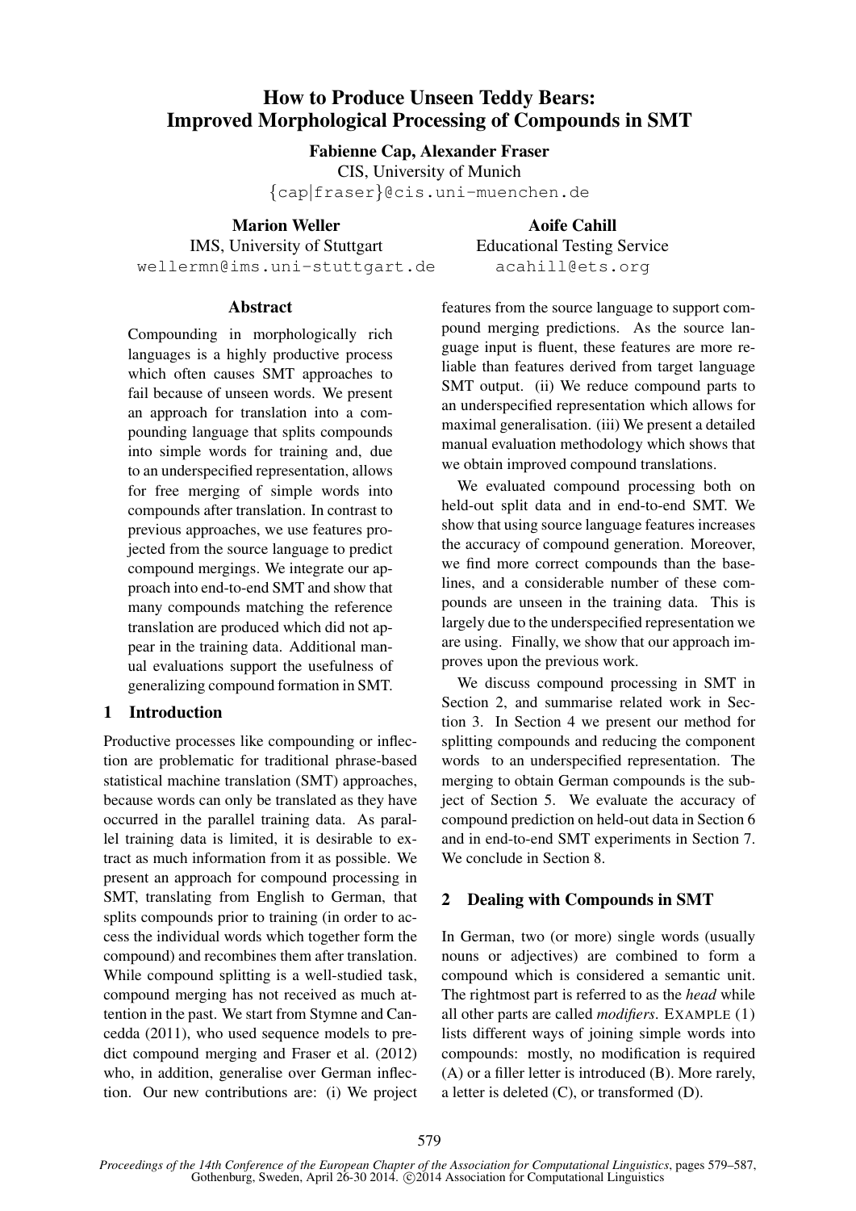# How to Produce Unseen Teddy Bears: Improved Morphological Processing of Compounds in SMT

**Fabienne Cap, Alexander Fraser**
CIS, University of Munich
{cap|fraser}@cis.uni-muenchen.de

**Marion Weller**
IMS, University of Stuttgart
wellermn@ims.uni-stuttgart.de

**Aoife Cahill**
Educational Testing Service
acahill@ets.org

## Abstract

Compounding in morphologically rich languages is a highly productive process which often causes SMT approaches to fail because of unseen words. We present an approach for translation into a compounding language that splits compounds into simple words for training and, due to an underspecified representation, allows for free merging of simple words into compounds after translation. In contrast to previous approaches, we use features projected from the source language to predict compound mergings. We integrate our approach into end-to-end SMT and show that many compounds matching the reference translation are produced which did not appear in the training data. Additional manual evaluations support the usefulness of generalizing compound formation in SMT.

## 1 Introduction

Productive processes like compounding or inflection are problematic for traditional phrase-based statistical machine translation (SMT) approaches, because words can only be translated as they have occurred in the parallel training data. As parallel training data is limited, it is desirable to extract as much information from it as possible. We present an approach for compound processing in SMT, translating from English to German, that splits compounds prior to training (in order to access the individual words which together form the compound) and recombines them after translation. While compound splitting is a well-studied task, compound merging has not received as much attention in the past. We start from Stymne and Cancedda (2011), who used sequence models to predict compound merging and Fraser et al. (2012) who, in addition, generalise over German inflection. Our new contributions are: (i) We project features from the source language to support compound merging predictions. As the source language input is fluent, these features are more reliable than features derived from target language SMT output. (ii) We reduce compound parts to an underspecified representation which allows for maximal generalisation. (iii) We present a detailed manual evaluation methodology which shows that we obtain improved compound translations.

We evaluated compound processing both on held-out split data and in end-to-end SMT. We show that using source language features increases the accuracy of compound generation. Moreover, we find more correct compounds than the baselines, and a considerable number of these compounds are unseen in the training data. This is largely due to the underspecified representation we are using. Finally, we show that our approach improves upon the previous work.

We discuss compound processing in SMT in Section 2, and summarise related work in Section 3. In Section 4 we present our method for splitting compounds and reducing the component words to an underspecified representation. The merging to obtain German compounds is the subject of Section 5. We evaluate the accuracy of compound prediction on held-out data in Section 6 and in end-to-end SMT experiments in Section 7. We conclude in Section 8.

## 2 Dealing with Compounds in SMT

In German, two (or more) single words (usually nouns or adjectives) are combined to form a compound which is considered a semantic unit. The rightmost part is referred to as the *head* while all other parts are called *modifiers*. EXAMPLE (1) lists different ways of joining simple words into compounds: mostly, no modification is required (A) or a filler letter is introduced (B). More rarely, a letter is deleted (C), or transformed (D).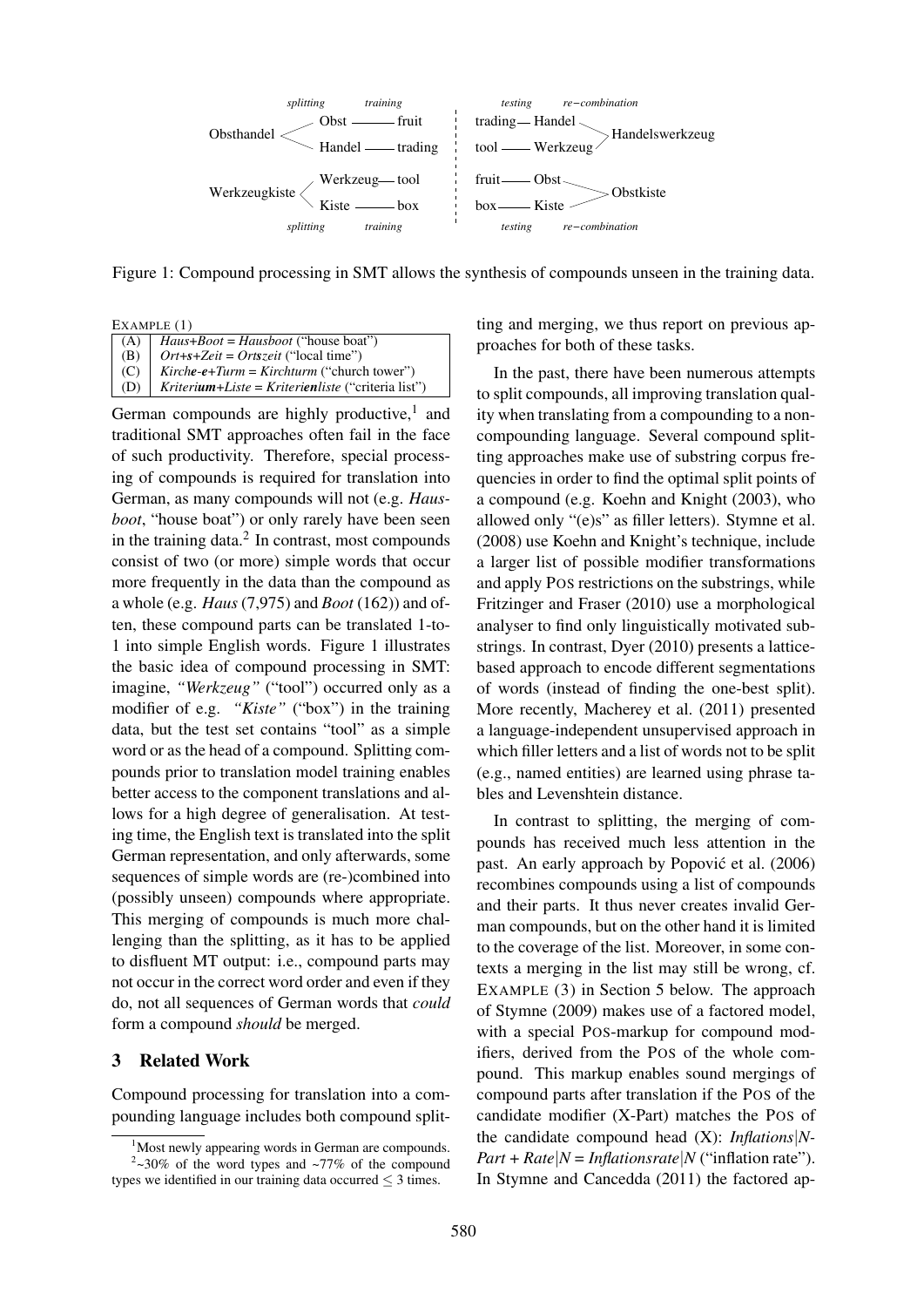Figure 1: Compound processing in SMT allows the synthesis of compounds unseen in the training data.

EXAMPLE (1)

| | |
|---|---|
| (A) | *Haus+Boot = Hausboot* ("house boat") |
| (B) | *Ort+s+Zeit = Ortszeit* ("local time") |
| (C) | *Kirch**e**-**e**+Turm = Kirchturm* ("church tower") |
| (D) | *Kriteri**um**+Liste = Kriteri**en**liste* ("criteria list") |

German compounds are highly productive,[1] and traditional SMT approaches often fail in the face of such productivity. Therefore, special processing of compounds is required for translation into German, as many compounds will not (e.g. *Hausboot*, "house boat") or only rarely have been seen in the training data.[2] In contrast, most compounds consist of two (or more) simple words that occur more frequently in the data than the compound as a whole (e.g. *Haus* (7,975) and *Boot* (162)) and often, these compound parts can be translated 1-to-1 into simple English words. Figure 1 illustrates the basic idea of compound processing in SMT: imagine, *"Werkzeug"* ("tool") occurred only as a modifier of e.g. *"Kiste"* ("box") in the training data, but the test set contains "tool" as a simple word or as the head of a compound. Splitting compounds prior to translation model training enables better access to the component translations and allows for a high degree of generalisation. At testing time, the English text is translated into the split German representation, and only afterwards, some sequences of simple words are (re-)combined into (possibly unseen) compounds where appropriate. This merging of compounds is much more challenging than the splitting, as it has to be applied to disfluent MT output: i.e., compound parts may not occur in the correct word order and even if they do, not all sequences of German words that *could* form a compound *should* be merged.

## 3 Related Work

Compound processing for translation into a compounding language includes both compound splitting and merging, we thus report on previous approaches for both of these tasks.

In the past, there have been numerous attempts to split compounds, all improving translation quality when translating from a compounding to a non-compounding language. Several compound splitting approaches make use of substring corpus frequencies in order to find the optimal split points of a compound (e.g. Koehn and Knight (2003), who allowed only "(e)s" as filler letters). Stymne et al. (2008) use Koehn and Knight's technique, include a larger list of possible modifier transformations and apply POS restrictions on the substrings, while Fritzinger and Fraser (2010) use a morphological analyser to find only linguistically motivated substrings. In contrast, Dyer (2010) presents a lattice-based approach to encode different segmentations of words (instead of finding the one-best split). More recently, Macherey et al. (2011) presented a language-independent unsupervised approach in which filler letters and a list of words not to be split (e.g., named entities) are learned using phrase tables and Levenshtein distance.

In contrast to splitting, the merging of compounds has received much less attention in the past. An early approach by Popović et al. (2006) recombines compounds using a list of compounds and their parts. It thus never creates invalid German compounds, but on the other hand it is limited to the coverage of the list. Moreover, in some contexts a merging in the list may still be wrong, cf. EXAMPLE (3) in Section 5 below. The approach of Stymne (2009) makes use of a factored model, with a special POS-markup for compound modifiers, derived from the POS of the whole compound. This markup enables sound mergings of compound parts after translation if the POS of the candidate modifier (X-Part) matches the POS of the candidate compound head (X): *Inflations|N-Part + Rate|N = Inflationsrate|N* ("inflation rate"). In Stymne and Cancedda (2011) the factored ap-

[1] Most newly appearing words in German are compounds.

[2] ~30% of the word types and ~77% of the compound types we identified in our training data occurred $\leq$ 3 times.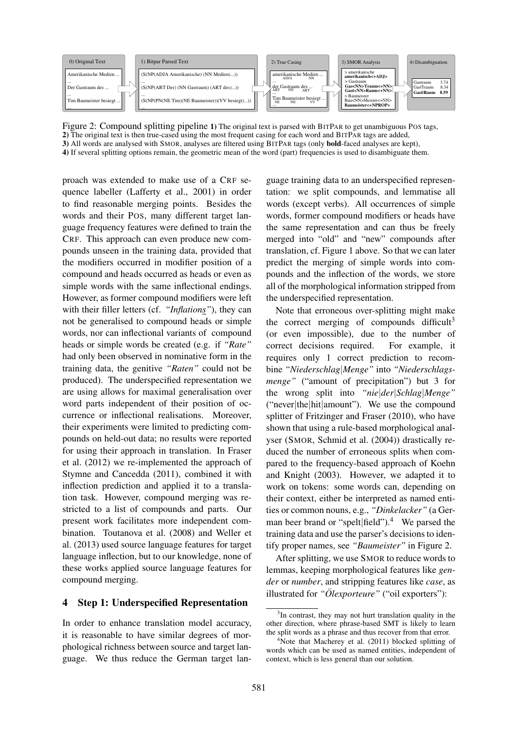| 0) Original Text | 1) Bitpar Parsed Text | 2) True Casing | 3) SMOR Analysis | 4) Disambiguation |
|---|---|---|---|---|
| Amerikanische Medien ... | (S(NP(ADJA Amerikanische) (NN Medien)...)) | amerikanische Medien ... (ADJA NN) | > amerikanische **amerikanisch<+ADJ>** | |
| ... Der Gastraum des ... | ... (S(NP(ART Der) (NN Gastraum) (ART des)...)) | ... der Gastraum des ... (ART NN ART) | > Gastraum **Gas<NN>Traum<+NN>** **Gast<NN>Raum<+NN>** | Gastraum 3.74 Gas\|Traum 8.34 **Gast\|Raum 8.59** |
| ... Tim Baumeister besiegt ... | ... (S(NP(PN(NE Tim)(NE Baumeister))(VV besiegt)...)) | ... Tim Baumeister besiegt ... (NE NE VV) | > Baumeister Bau<NN>Meister<+NN> **Baumeister<+NPROP>** | |

Figure 2: Compound splitting pipeline **1)** The original text is parsed with BITPAR to get unambiguous POS tags, **2)** The original text is then true-cased using the most frequent casing for each word and BITPAR tags are added, **3)** All words are analysed with SMOR, analyses are filtered using BITPAR tags (only **bold**-faced analyses are kept), **4)** If several splitting options remain, the geometric mean of the word (part) frequencies is used to disambiguate them.

proach was extended to make use of a CRF sequence labeller (Lafferty et al., 2001) in order to find reasonable merging points. Besides the words and their POS, many different target language frequency features were defined to train the CRF. This approach can even produce new compounds unseen in the training data, provided that the modifiers occurred in modifier position of a compound and heads occurred as heads or even as simple words with the same inflectional endings. However, as former compound modifiers were left with their filler letters (cf. *"Inflations"*), they can not be generalised to compound heads or simple words, nor can inflectional variants of compound heads or simple words be created (e.g. if *"Rate"* had only been observed in nominative form in the training data, the genitive *"Raten"* could not be produced). The underspecified representation we are using allows for maximal generalisation over word parts independent of their position of occurrence or inflectional realisations. Moreover, their experiments were limited to predicting compounds on held-out data; no results were reported for using their approach in translation. In Fraser et al. (2012) we re-implemented the approach of Stymne and Cancedda (2011), combined it with inflection prediction and applied it to a translation task. However, compound merging was restricted to a list of compounds and parts. Our present work facilitates more independent combination. Toutanova et al. (2008) and Weller et al. (2013) used source language features for target language inflection, but to our knowledge, none of these works applied source language features for compound merging.

## 4 Step 1: Underspecified Representation

In order to enhance translation model accuracy, it is reasonable to have similar degrees of morphological richness between source and target language. We thus reduce the German target language training data to an underspecified representation: we split compounds, and lemmatise all words (except verbs). All occurrences of simple words, former compound modifiers or heads have the same representation and can thus be freely merged into "old" and "new" compounds after translation, cf. Figure 1 above. So that we can later predict the merging of simple words into compounds and the inflection of the words, we store all of the morphological information stripped from the underspecified representation.

Note that erroneous over-splitting might make the correct merging of compounds difficult[3] (or even impossible), due to the number of correct decisions required. For example, it requires only 1 correct prediction to recombine *"Niederschlag|Menge"* into *"Niederschlagsmenge"* ("amount of precipitation") but 3 for the wrong split into *"nie|der|Schlag|Menge"* ("never|the|hit|amount"). We use the compound splitter of Fritzinger and Fraser (2010), who have shown that using a rule-based morphological analyser (SMOR, Schmid et al. (2004)) drastically reduced the number of erroneous splits when compared to the frequency-based approach of Koehn and Knight (2003). However, we adapted it to work on tokens: some words can, depending on their context, either be interpreted as named entities or common nouns, e.g., *"Dinkelacker"* (a German beer brand or "spelt|field").[4] We parsed the training data and use the parser's decisions to identify proper names, see *"Baumeister"* in Figure 2.

After splitting, we use SMOR to reduce words to lemmas, keeping morphological features like *gender* or *number*, and stripping features like *case*, as illustrated for *"Ölexporteure"* ("oil exporters"):

[3]In contrast, they may not hurt translation quality in the other direction, where phrase-based SMT is likely to learn the split words as a phrase and thus recover from that error.

[4]Note that Macherey et al. (2011) blocked splitting of words which can be used as named entities, independent of context, which is less general than our solution.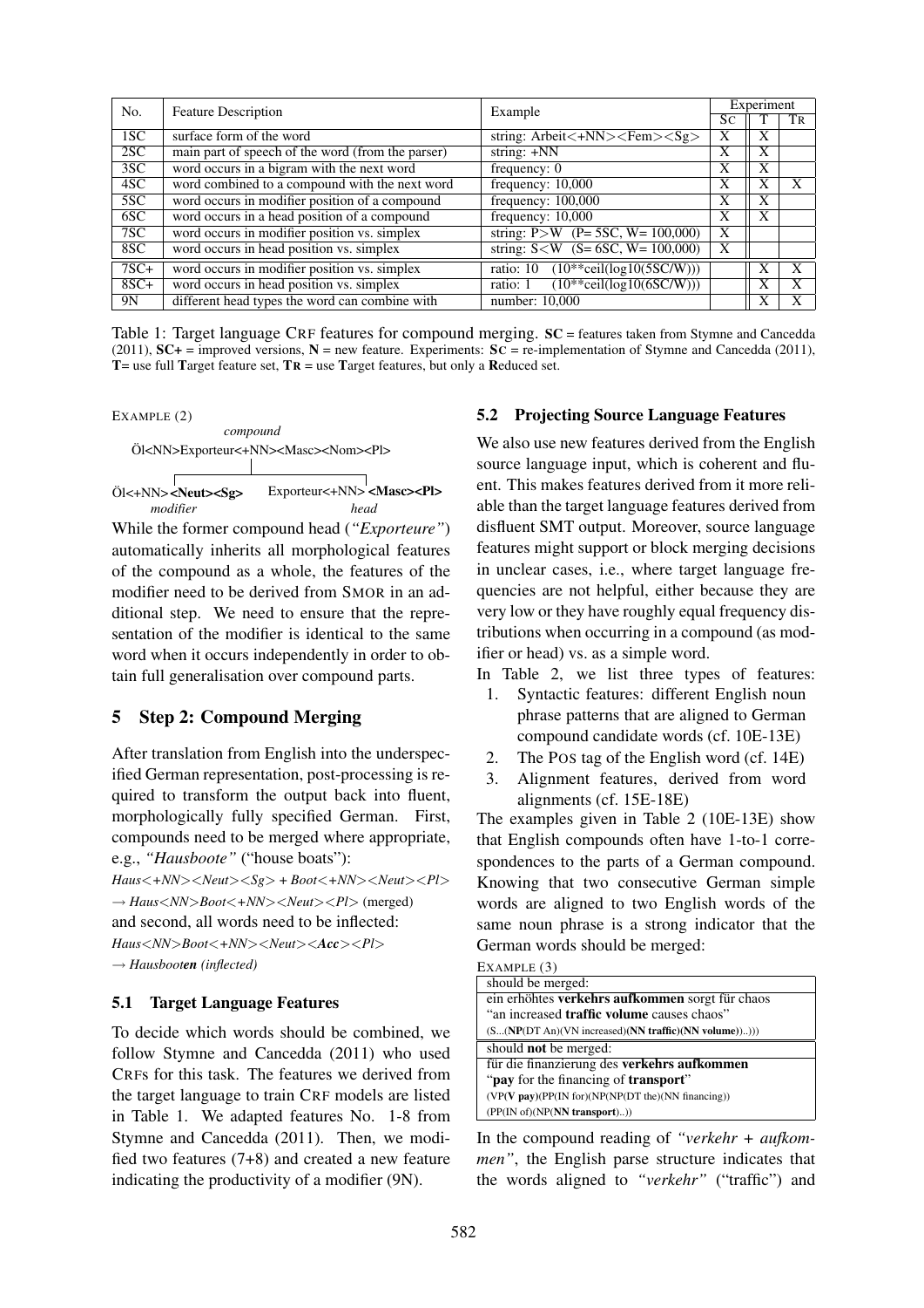| No. | Feature Description | Example | Experiment | | |
|---|---|---|---|---|---|
| | | | SC | T | TR |
| 1SC | surface form of the word | string: Arbeit<+NN><Fem><Sg> | X | X | |
| 2SC | main part of speech of the word (from the parser) | string: +NN | X | X | |
| 3SC | word occurs in a bigram with the next word | frequency: 0 | X | X | |
| 4SC | word combined to a compound with the next word | frequency: 10,000 | X | X | X |
| 5SC | word occurs in modifier position of a compound | frequency: 100,000 | X | X | |
| 6SC | word occurs in a head position of a compound | frequency: 10,000 | X | X | |
| 7SC | word occurs in modifier position vs. simplex | string: P>W (P= 5SC, W= 100,000) | X | | |
| 8SC | word occurs in head position vs. simplex | string: S<W (S= 6SC, W= 100,000) | X | | |
| 7SC+ | word occurs in modifier position vs. simplex | ratio: 10 (10**ceil(log10(5SC/W))) | | X | X |
| 8SC+ | word occurs in head position vs. simplex | ratio: 1 (10**ceil(log10(6SC/W))) | | X | X |
| 9N | different head types the word can combine with | number: 10,000 | | X | X |

Table 1: Target language CRF features for compound merging. **SC** = features taken from Stymne and Cancedda (2011), **SC+** = improved versions, **N** = new feature. Experiments: **SC** = re-implementation of Stymne and Cancedda (2011), **T**= use full **T**arget feature set, **TR** = use **T**arget features, but only a **R**educed set.

EXAMPLE (2)

*compound*
Öl<NN>Exporteur<+NN><Masc><Nom><Pl>

Öl<+NN>**<Neut><Sg>** *modifier* — Exporteur<+NN>**<Masc><Pl>** *head*

While the former compound head (*"Exporteure"*) automatically inherits all morphological features of the compound as a whole, the features of the modifier need to be derived from SMOR in an additional step. We need to ensure that the representation of the modifier is identical to the same word when it occurs independently in order to obtain full generalisation over compound parts.

## 5 Step 2: Compound Merging

After translation from English into the underspecified German representation, post-processing is required to transform the output back into fluent, morphologically fully specified German. First, compounds need to be merged where appropriate, e.g., *"Hausboote"* ("house boats"):

*Haus<+NN><Neut><Sg> + Boot<+NN><Neut><Pl>*
*→ Haus<NN>Boot<+NN><Neut><Pl>* (merged)

and second, all words need to be inflected:

*Haus<NN>Boot<+NN><Neut><**Acc**><Pl>*
*→ Hausboot**en** (inflected)*

### 5.1 Target Language Features

To decide which words should be combined, we follow Stymne and Cancedda (2011) who used CRFs for this task. The features we derived from the target language to train CRF models are listed in Table 1. We adapted features No. 1-8 from Stymne and Cancedda (2011). Then, we modified two features (7+8) and created a new feature indicating the productivity of a modifier (9N).

### 5.2 Projecting Source Language Features

We also use new features derived from the English source language input, which is coherent and fluent. This makes features derived from it more reliable than the target language features derived from disfluent SMT output. Moreover, source language features might support or block merging decisions in unclear cases, i.e., where target language frequencies are not helpful, either because they are very low or they have roughly equal frequency distributions when occurring in a compound (as modifier or head) vs. as a simple word.

In Table 2, we list three types of features:

1. Syntactic features: different English noun phrase patterns that are aligned to German compound candidate words (cf. 10E-13E)
2. The POS tag of the English word (cf. 14E)
3. Alignment features, derived from word alignments (cf. 15E-18E)

The examples given in Table 2 (10E-13E) show that English compounds often have 1-to-1 correspondences to the parts of a German compound. Knowing that two consecutive German simple words are aligned to two English words of the same noun phrase is a strong indicator that the German words should be merged:

EXAMPLE (3)

| should be merged: |
|---|
| ein erhöhtes **verkehrs aufkommen** sorgt für chaos |
| "an increased **traffic volume** causes chaos" |
| (S...(**NP**(DT An)(VN increased)(**NN traffic**)(**NN volume**))..))) |
| should **not** be merged: |
| für die finanzierung des **verkehrs aufkommen** |
| "**pay** for the financing of **transport**" |
| (VP(**V pay**)(PP(IN for)(NP(NP(DT the)(NN financing)) |
| (PP(IN of)(NP(**NN transport**)..)) |

In the compound reading of *"verkehr + aufkommen"*, the English parse structure indicates that the words aligned to *"verkehr"* ("traffic") and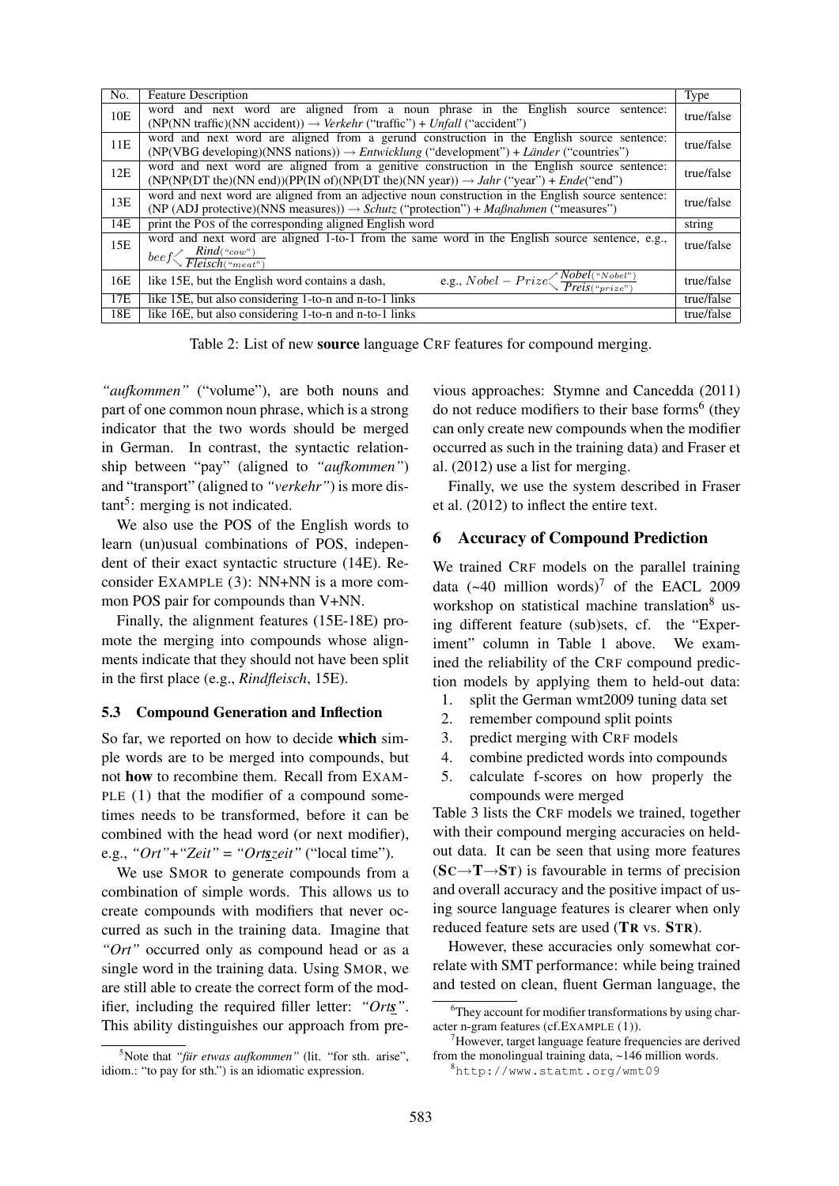| No. | Feature Description | Type |
|---|---|---|
| 10E | word and next word are aligned from a noun phrase in the English source sentence: (NP(NN traffic)(NN accident)) → *Verkehr* ("traffic") + *Unfall* ("accident") | true/false |
| 11E | word and next word are aligned from a gerund construction in the English source sentence: (NP(VBG developing)(NNS nations)) → *Entwicklung* ("development") + *Länder* ("countries") | true/false |
| 12E | word and next word are aligned from a genitive construction in the English source sentence: (NP(NP(DT the)(NN end))(PP(IN of)(NP(DT the)(NN year))) → *Jahr* ("year") + *Ende*("end") | true/false |
| 13E | word and next word are aligned from an adjective noun construction in the English source sentence: (NP (ADJ protective)(NNS measures)) → *Schutz* ("protection") + *Maßnahmen* ("measures") | true/false |
| 14E | print the POS of the corresponding aligned English word | string |
| 15E | word and next word are aligned 1-to-1 from the same word in the English source sentence, e.g., $beef$ → *Rind*("cow") / *Fleisch*("meat") | true/false |
| 16E | like 15E, but the English word contains a dash, e.g., $Nobel-Prize$ → *Nobel*("Nobel") / *Preis*("prize") | true/false |
| 17E | like 15E, but also considering 1-to-n and n-to-1 links | true/false |
| 18E | like 16E, but also considering 1-to-n and n-to-1 links | true/false |

Table 2: List of new **source** language CRF features for compound merging.

*"aufkommen"* ("volume"), are both nouns and part of one common noun phrase, which is a strong indicator that the two words should be merged in German. In contrast, the syntactic relationship between "pay" (aligned to *"aufkommen"*) and "transport" (aligned to *"verkehr"*) is more distant[5]: merging is not indicated.

We also use the POS of the English words to learn (un)usual combinations of POS, independent of their exact syntactic structure (14E). Reconsider EXAMPLE (3): NN+NN is a more common POS pair for compounds than V+NN.

Finally, the alignment features (15E-18E) promote the merging into compounds whose alignments indicate that they should not have been split in the first place (e.g., *Rindfleisch*, 15E).

### 5.3 Compound Generation and Inflection

So far, we reported on how to decide **which** simple words are to be merged into compounds, but not **how** to recombine them. Recall from EXAMPLE (1) that the modifier of a compound sometimes needs to be transformed, before it can be combined with the head word (or next modifier), e.g., *"Ort"+"Zeit" = "Ortszeit"* ("local time").

We use SMOR to generate compounds from a combination of simple words. This allows us to create compounds with modifiers that never occurred as such in the training data. Imagine that *"Ort"* occurred only as compound head or as a single word in the training data. Using SMOR, we are still able to create the correct form of the modifier, including the required filler letter: *"Orts"*. This ability distinguishes our approach from previous approaches: Stymne and Cancedda (2011) do not reduce modifiers to their base forms[6] (they can only create new compounds when the modifier occurred as such in the training data) and Fraser et al. (2012) use a list for merging.

Finally, we use the system described in Fraser et al. (2012) to inflect the entire text.

## 6 Accuracy of Compound Prediction

We trained CRF models on the parallel training data (~40 million words)[7] of the EACL 2009 workshop on statistical machine translation[8] using different feature (sub)sets, cf. the "Experiment" column in Table 1 above. We examined the reliability of the CRF compound prediction models by applying them to held-out data:

1. split the German wmt2009 tuning data set
2. remember compound split points
3. predict merging with CRF models
4. combine predicted words into compounds
5. calculate f-scores on how properly the compounds were merged

Table 3 lists the CRF models we trained, together with their compound merging accuracies on held-out data. It can be seen that using more features (**SC**→**T**→**ST**) is favourable in terms of precision and overall accuracy and the positive impact of using source language features is clearer when only reduced feature sets are used (**TR** vs. **STR**).

However, these accuracies only somewhat correlate with SMT performance: while being trained and tested on clean, fluent German language, the

[5] Note that *"für etwas aufkommen"* (lit. "for sth. arise", idiom.: "to pay for sth.") is an idiomatic expression.

[6] They account for modifier transformations by using character n-gram features (cf.EXAMPLE (1)).

[7] However, target language feature frequencies are derived from the monolingual training data, ~146 million words.

[8] http://www.statmt.org/wmt09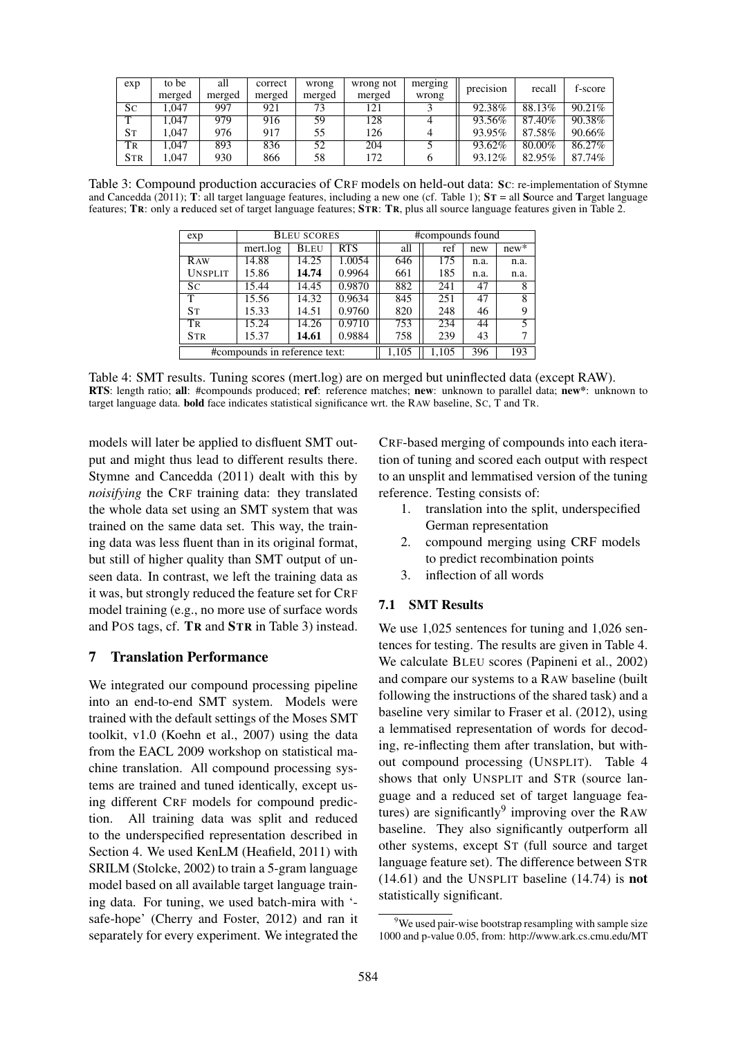| exp | to be merged | all merged | correct merged | wrong merged | wrong not merged | merging wrong | precision | recall | f-score |
|---|---|---|---|---|---|---|---|---|---|
| SC | 1,047 | 997 | 921 | 73 | 121 | 3 | 92.38% | 88.13% | 90.21% |
| T | 1,047 | 979 | 916 | 59 | 128 | 4 | 93.56% | 87.40% | 90.38% |
| ST | 1,047 | 976 | 917 | 55 | 126 | 4 | 93.95% | 87.58% | 90.66% |
| TR | 1,047 | 893 | 836 | 52 | 204 | 5 | 93.62% | 80.00% | 86.27% |
| STR | 1,047 | 930 | 866 | 58 | 172 | 6 | 93.12% | 82.95% | 87.74% |

Table 3: Compound production accuracies of CRF models on held-out data: **SC**: re-implementation of Stymne and Cancedda (2011); **T**: all target language features, including a new one (cf. Table 1); **ST** = all **S**ource and **T**arget language features; **TR**: only a **r**educed set of target language features; **STR**: **TR**, plus all source language features given in Table 2.

| exp | BLEU SCORES | | | #compounds found | | | |
|---|---|---|---|---|---|---|---|
| | mert.log | BLEU | RTS | all | ref | new | new* |
| RAW | 14.88 | 14.25 | 1.0054 | 646 | 175 | n.a. | n.a. |
| UNSPLIT | 15.86 | **14.74** | 0.9964 | 661 | 185 | n.a. | n.a. |
| SC | 15.44 | 14.45 | 0.9870 | 882 | 241 | 47 | 8 |
| T | 15.56 | 14.32 | 0.9634 | 845 | 251 | 47 | 8 |
| ST | 15.33 | 14.51 | 0.9760 | 820 | 248 | 46 | 9 |
| TR | 15.24 | 14.26 | 0.9710 | 753 | 234 | 44 | 5 |
| STR | 15.37 | **14.61** | 0.9884 | 758 | 239 | 43 | 7 |
| #compounds in reference text: | | | | 1,105 | 1,105 | 396 | 193 |

Table 4: SMT results. Tuning scores (mert.log) are on merged but uninflected data (except RAW). **RTS**: length ratio; **all**: #compounds produced; **ref**: reference matches; **new**: unknown to parallel data; **new***: unknown to target language data. **bold** face indicates statistical significance wrt. the RAW baseline, SC, T and TR.

models will later be applied to disfluent SMT output and might thus lead to different results there. Stymne and Cancedda (2011) dealt with this by *noisifying* the CRF training data: they translated the whole data set using an SMT system that was trained on the same data set. This way, the training data was less fluent than in its original format, but still of higher quality than SMT output of unseen data. In contrast, we left the training data as it was, but strongly reduced the feature set for CRF model training (e.g., no more use of surface words and POS tags, cf. **TR** and **STR** in Table 3) instead.

## 7 Translation Performance

We integrated our compound processing pipeline into an end-to-end SMT system. Models were trained with the default settings of the Moses SMT toolkit, v1.0 (Koehn et al., 2007) using the data from the EACL 2009 workshop on statistical machine translation. All compound processing systems are trained and tuned identically, except using different CRF models for compound prediction. All training data was split and reduced to the underspecified representation described in Section 4. We used KenLM (Heafield, 2011) with SRILM (Stolcke, 2002) to train a 5-gram language model based on all available target language training data. For tuning, we used batch-mira with '-safe-hope' (Cherry and Foster, 2012) and ran it separately for every experiment. We integrated the CRF-based merging of compounds into each iteration of tuning and scored each output with respect to an unsplit and lemmatised version of the tuning reference. Testing consists of:

1. translation into the split, underspecified German representation
2. compound merging using CRF models to predict recombination points
3. inflection of all words

### 7.1 SMT Results

We use 1,025 sentences for tuning and 1,026 sentences for testing. The results are given in Table 4. We calculate BLEU scores (Papineni et al., 2002) and compare our systems to a RAW baseline (built following the instructions of the shared task) and a baseline very similar to Fraser et al. (2012), using a lemmatised representation of words for decoding, re-inflecting them after translation, but without compound processing (UNSPLIT). Table 4 shows that only UNSPLIT and STR (source language and a reduced set of target language features) are significantly[9] improving over the RAW baseline. They also significantly outperform all other systems, except ST (full source and target language feature set). The difference between STR (14.61) and the UNSPLIT baseline (14.74) is **not** statistically significant.

[9] We used pair-wise bootstrap resampling with sample size 1000 and p-value 0.05, from: http://www.ark.cs.cmu.edu/MT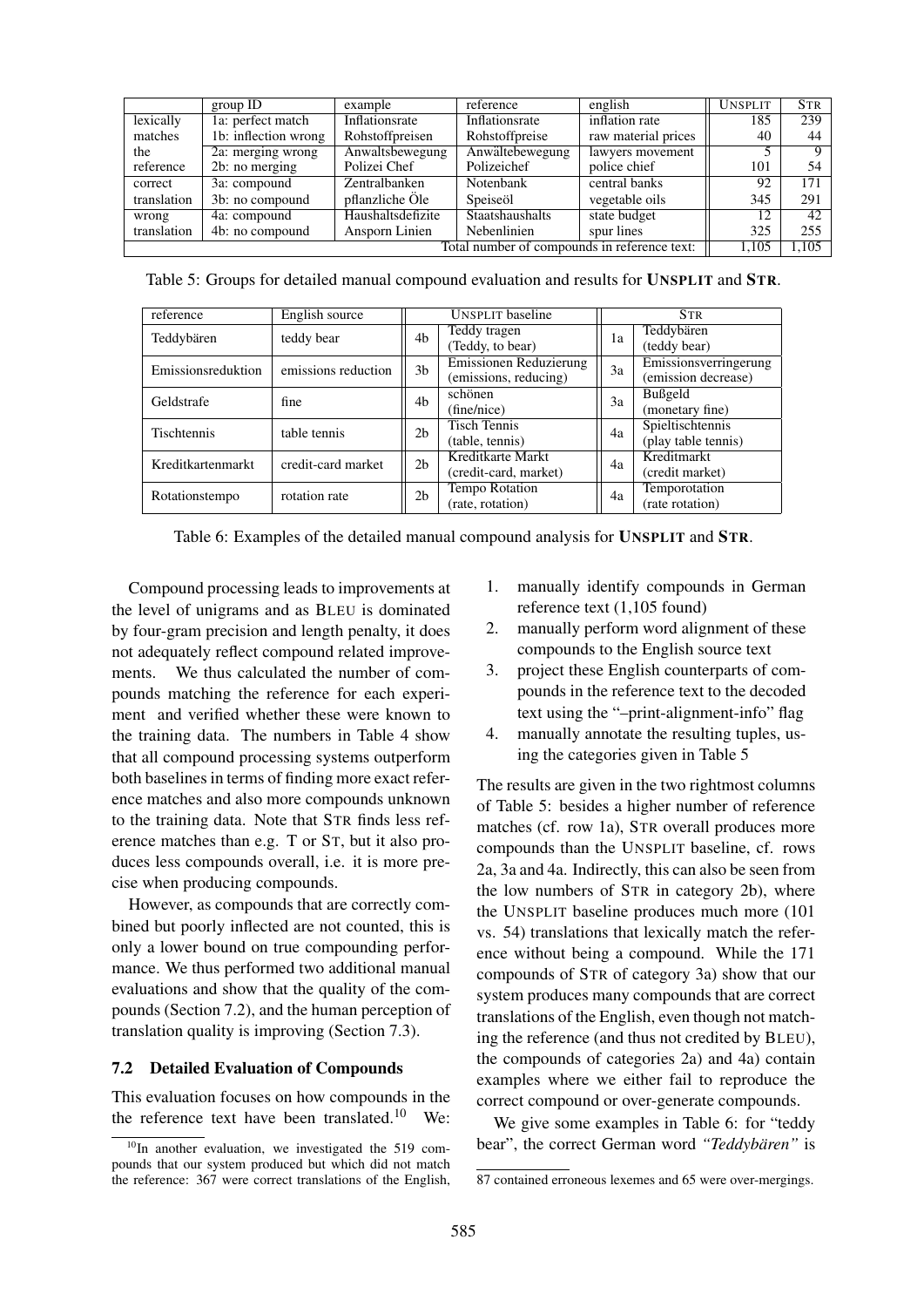| | group ID | example | reference | english | UNSPLIT | STR |
|---|---|---|---|---|---|---|
| lexically matches the reference | 1a: perfect match | Inflationsrate | Inflationsrate | inflation rate | 185 | 239 |
| | 1b: inflection wrong | Rohstoffpreisen | Rohstoffpreise | raw material prices | 40 | 44 |
| | 2a: merging wrong | Anwaltsbewegung | Anwältebewegung | lawyers movement | 5 | 9 |
| | 2b: no merging | Polizei Chef | Polizeichef | police chief | 101 | 54 |
| correct translation | 3a: compound | Zentralbanken | Notenbank | central banks | 92 | 171 |
| | 3b: no compound | pflanzliche Öle | Speiseöl | vegetable oils | 345 | 291 |
| wrong translation | 4a: compound | Haushaltsdefizite | Staatshaushalts | state budget | 12 | 42 |
| | 4b: no compound | Ansporn Linien | Nebenlinien | spur lines | 325 | 255 |
| | | | | Total number of compounds in reference text: | 1,105 | 1,105 |

Table 5: Groups for detailed manual compound evaluation and results for **UNSPLIT** and **STR**.

| reference | English source | UNSPLIT baseline | | STR | |
|---|---|---|---|---|---|
| Teddybären | teddy bear | 4b | Teddy tragen (Teddy, to bear) | 1a | Teddybären (teddy bear) |
| Emissionsreduktion | emissions reduction | 3b | Emissionen Reduzierung (emissions, reducing) | 3a | Emissionsverringerung (emission decrease) |
| Geldstrafe | fine | 4b | schönen (fine/nice) | 3a | Bußgeld (monetary fine) |
| Tischtennis | table tennis | 2b | Tisch Tennis (table, tennis) | 4a | Spieltischtennis (play table tennis) |
| Kreditkartenmarkt | credit-card market | 2b | Kreditkarte Markt (credit-card, market) | 4a | Kreditmarkt (credit market) |
| Rotationstempo | rotation rate | 2b | Tempo Rotation (rate, rotation) | 4a | Temporotation (rate rotation) |

Table 6: Examples of the detailed manual compound analysis for **UNSPLIT** and **STR**.

Compound processing leads to improvements at the level of unigrams and as BLEU is dominated by four-gram precision and length penalty, it does not adequately reflect compound related improvements. We thus calculated the number of compounds matching the reference for each experiment and verified whether these were known to the training data. The numbers in Table 4 show that all compound processing systems outperform both baselines in terms of finding more exact reference matches and also more compounds unknown to the training data. Note that STR finds less reference matches than e.g. T or ST, but it also produces less compounds overall, i.e. it is more precise when producing compounds.

However, as compounds that are correctly combined but poorly inflected are not counted, this is only a lower bound on true compounding performance. We thus performed two additional manual evaluations and show that the quality of the compounds (Section 7.2), and the human perception of translation quality is improving (Section 7.3).

### 7.2 Detailed Evaluation of Compounds

This evaluation focuses on how compounds in the the reference text have been translated.[10] We:

1. manually identify compounds in German reference text (1,105 found)
2. manually perform word alignment of these compounds to the English source text
3. project these English counterparts of compounds in the reference text to the decoded text using the "–print-alignment-info" flag
4. manually annotate the resulting tuples, using the categories given in Table 5

The results are given in the two rightmost columns of Table 5: besides a higher number of reference matches (cf. row 1a), STR overall produces more compounds than the UNSPLIT baseline, cf. rows 2a, 3a and 4a. Indirectly, this can also be seen from the low numbers of STR in category 2b), where the UNSPLIT baseline produces much more (101 vs. 54) translations that lexically match the reference without being a compound. While the 171 compounds of STR of category 3a) show that our system produces many compounds that are correct translations of the English, even though not matching the reference (and thus not credited by BLEU), the compounds of categories 2a) and 4a) contain examples where we either fail to reproduce the correct compound or over-generate compounds.

We give some examples in Table 6: for "teddy bear", the correct German word *"Teddybären"* is

[10] In another evaluation, we investigated the 519 compounds that our system produced but which did not match the reference: 367 were correct translations of the English, 87 contained erroneous lexemes and 65 were over-mergings.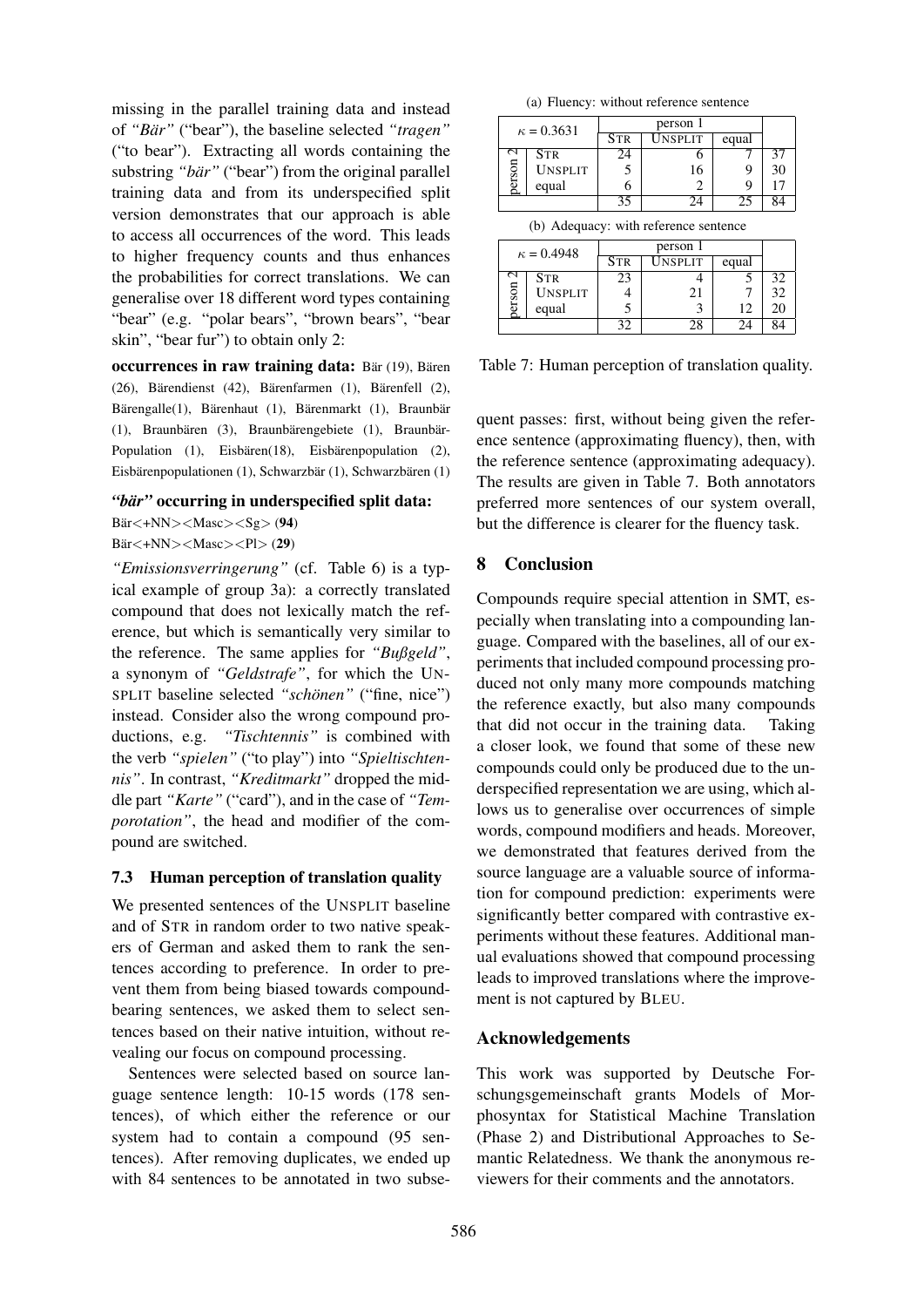missing in the parallel training data and instead of *"Bär"* ("bear"), the baseline selected *"tragen"* ("to bear"). Extracting all words containing the substring *"bär"* ("bear") from the original parallel training data and from its underspecified split version demonstrates that our approach is able to access all occurrences of the word. This leads to higher frequency counts and thus enhances the probabilities for correct translations. We can generalise over 18 different word types containing "bear" (e.g. "polar bears", "brown bears", "bear skin", "bear fur") to obtain only 2:

**occurrences in raw training data:** Bär (19), Bären (26), Bärendienst (42), Bärenfarmen (1), Bärenfell (2), Bärengalle(1), Bärenhaut (1), Bärenmarkt (1), Braunbär (1), Braunbären (3), Braunbärengebiete (1), Braunbär-Population (1), Eisbären(18), Eisbärenpopulation (2), Eisbärenpopulationen (1), Schwarzbär (1), Schwarzbären (1)

***"bär"* occurring in underspecified split data:**
Bär<+NN><Masc><Sg> (**94**)
Bär<+NN><Masc><Pl> (**29**)

*"Emissionsverringerung"* (cf. Table 6) is a typical example of group 3a): a correctly translated compound that does not lexically match the reference, but which is semantically very similar to the reference. The same applies for *"Bußgeld"*, a synonym of *"Geldstrafe"*, for which the UNSPLIT baseline selected *"schönen"* ("fine, nice") instead. Consider also the wrong compound productions, e.g. *"Tischtennis"* is combined with the verb *"spielen"* ("to play") into *"Spieltischtennis"*. In contrast, *"Kreditmarkt"* dropped the middle part *"Karte"* ("card"), and in the case of *"Temporotation"*, the head and modifier of the compound are switched.

### 7.3 Human perception of translation quality

We presented sentences of the UNSPLIT baseline and of STR in random order to two native speakers of German and asked them to rank the sentences according to preference. In order to prevent them from being biased towards compound-bearing sentences, we asked them to select sentences based on their native intuition, without revealing our focus on compound processing.

Sentences were selected based on source language sentence length: 10-15 words (178 sentences), of which either the reference or our system had to contain a compound (95 sentences). After removing duplicates, we ended up with 84 sentences to be annotated in two subsequent passes: first, without being given the reference sentence (approximating fluency), then, with the reference sentence (approximating adequacy). The results are given in Table 7. Both annotators preferred more sentences of our system overall, but the difference is clearer for the fluency task.

(a) Fluency: without reference sentence

| $\kappa$ = 0.3631 | | person 1 | | | |
|---|---|---|---|---|---|
| | | STR | UNSPLIT | equal | |
| person 2 | STR | 24 | 6 | 7 | 37 |
| | UNSPLIT | 5 | 16 | 9 | 30 |
| | equal | 6 | 2 | 9 | 17 |
| | | 35 | 24 | 25 | 84 |

(b) Adequacy: with reference sentence

| $\kappa$ = 0.4948 | | person 1 | | | |
|---|---|---|---|---|---|
| | | STR | UNSPLIT | equal | |
| person 2 | STR | 23 | 4 | 5 | 32 |
| | UNSPLIT | 4 | 21 | 7 | 32 |
| | equal | 5 | 3 | 12 | 20 |
| | | 32 | 28 | 24 | 84 |

Table 7: Human perception of translation quality.

## 8 Conclusion

Compounds require special attention in SMT, especially when translating into a compounding language. Compared with the baselines, all of our experiments that included compound processing produced not only many more compounds matching the reference exactly, but also many compounds that did not occur in the training data. Taking a closer look, we found that some of these new compounds could only be produced due to the underspecified representation we are using, which allows us to generalise over occurrences of simple words, compound modifiers and heads. Moreover, we demonstrated that features derived from the source language are a valuable source of information for compound prediction: experiments were significantly better compared with contrastive experiments without these features. Additional manual evaluations showed that compound processing leads to improved translations where the improvement is not captured by BLEU.

## Acknowledgements

This work was supported by Deutsche Forschungsgemeinschaft grants Models of Morphosyntax for Statistical Machine Translation (Phase 2) and Distributional Approaches to Semantic Relatedness. We thank the anonymous reviewers for their comments and the annotators.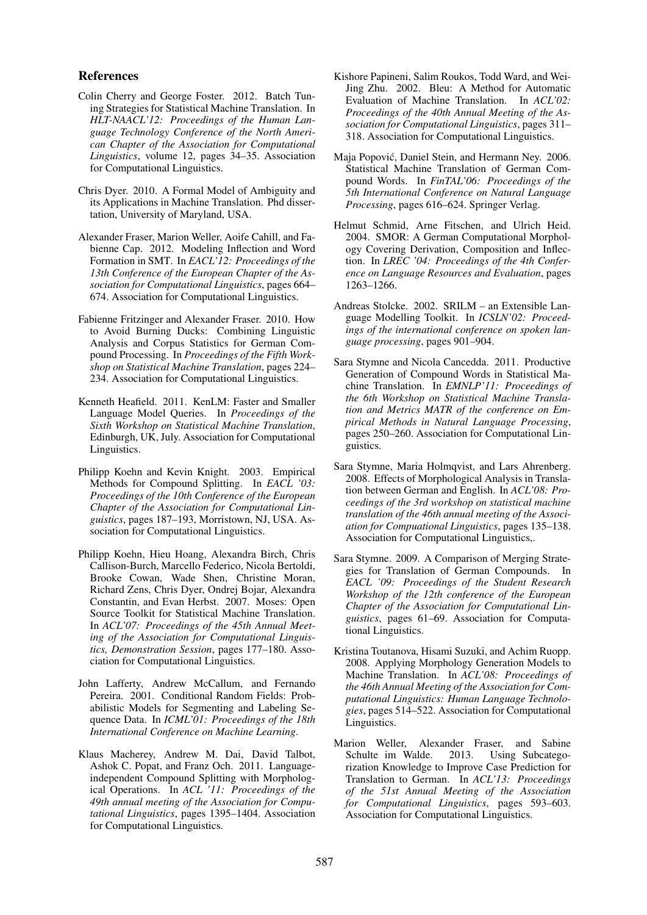## References

Colin Cherry and George Foster. 2012. Batch Tuning Strategies for Statistical Machine Translation. In *HLT-NAACL'12: Proceedings of the Human Language Technology Conference of the North American Chapter of the Association for Computational Linguistics*, volume 12, pages 34–35. Association for Computational Linguistics.

Chris Dyer. 2010. A Formal Model of Ambiguity and its Applications in Machine Translation. Phd dissertation, University of Maryland, USA.

Alexander Fraser, Marion Weller, Aoife Cahill, and Fabienne Cap. 2012. Modeling Inflection and Word Formation in SMT. In *EACL'12: Proceedings of the 13th Conference of the European Chapter of the Association for Computational Linguistics*, pages 664–674. Association for Computational Linguistics.

Fabienne Fritzinger and Alexander Fraser. 2010. How to Avoid Burning Ducks: Combining Linguistic Analysis and Corpus Statistics for German Compound Processing. In *Proceedings of the Fifth Workshop on Statistical Machine Translation*, pages 224–234. Association for Computational Linguistics.

Kenneth Heafield. 2011. KenLM: Faster and Smaller Language Model Queries. In *Proceedings of the Sixth Workshop on Statistical Machine Translation*, Edinburgh, UK, July. Association for Computational Linguistics.

Philipp Koehn and Kevin Knight. 2003. Empirical Methods for Compound Splitting. In *EACL '03: Proceedings of the 10th Conference of the European Chapter of the Association for Computational Linguistics*, pages 187–193, Morristown, NJ, USA. Association for Computational Linguistics.

Philipp Koehn, Hieu Hoang, Alexandra Birch, Chris Callison-Burch, Marcello Federico, Nicola Bertoldi, Brooke Cowan, Wade Shen, Christine Moran, Richard Zens, Chris Dyer, Ondrej Bojar, Alexandra Constantin, and Evan Herbst. 2007. Moses: Open Source Toolkit for Statistical Machine Translation. In *ACL'07: Proceedings of the 45th Annual Meeting of the Association for Computational Linguistics, Demonstration Session*, pages 177–180. Association for Computational Linguistics.

John Lafferty, Andrew McCallum, and Fernando Pereira. 2001. Conditional Random Fields: Probabilistic Models for Segmenting and Labeling Sequence Data. In *ICML'01: Proceedings of the 18th International Conference on Machine Learning*.

Klaus Macherey, Andrew M. Dai, David Talbot, Ashok C. Popat, and Franz Och. 2011. Language-independent Compound Splitting with Morphological Operations. In *ACL '11: Proceedings of the 49th annual meeting of the Association for Computational Linguistics*, pages 1395–1404. Association for Computational Linguistics.

Kishore Papineni, Salim Roukos, Todd Ward, and Wei-Jing Zhu. 2002. Bleu: A Method for Automatic Evaluation of Machine Translation. In *ACL'02: Proceedings of the 40th Annual Meeting of the Association for Computational Linguistics*, pages 311–318. Association for Computational Linguistics.

Maja Popović, Daniel Stein, and Hermann Ney. 2006. Statistical Machine Translation of German Compound Words. In *FinTAL'06: Proceedings of the 5th International Conference on Natural Language Processing*, pages 616–624. Springer Verlag.

Helmut Schmid, Arne Fitschen, and Ulrich Heid. 2004. SMOR: A German Computational Morphology Covering Derivation, Composition and Inflection. In *LREC '04: Proceedings of the 4th Conference on Language Resources and Evaluation*, pages 1263–1266.

Andreas Stolcke. 2002. SRILM – an Extensible Language Modelling Toolkit. In *ICSLN'02: Proceedings of the international conference on spoken language processing*, pages 901–904.

Sara Stymne and Nicola Cancedda. 2011. Productive Generation of Compound Words in Statistical Machine Translation. In *EMNLP'11: Proceedings of the 6th Workshop on Statistical Machine Translation and Metrics MATR of the conference on Empirical Methods in Natural Language Processing*, pages 250–260. Association for Computational Linguistics.

Sara Stymne, Maria Holmqvist, and Lars Ahrenberg. 2008. Effects of Morphological Analysis in Translation between German and English. In *ACL'08: Proceedings of the 3rd workshop on statistical machine translation of the 46th annual meeting of the Association for Compuational Linguistics*, pages 135–138. Association for Computational Linguistics,.

Sara Stymne. 2009. A Comparison of Merging Strategies for Translation of German Compounds. In *EACL '09: Proceedings of the Student Research Workshop of the 12th conference of the European Chapter of the Association for Computational Linguistics*, pages 61–69. Association for Computational Linguistics.

Kristina Toutanova, Hisami Suzuki, and Achim Ruopp. 2008. Applying Morphology Generation Models to Machine Translation. In *ACL'08: Proceedings of the 46th Annual Meeting of the Association for Computational Linguistics: Human Language Technologies*, pages 514–522. Association for Computational Linguistics.

Marion Weller, Alexander Fraser, and Sabine Schulte im Walde. 2013. Using Subcategorization Knowledge to Improve Case Prediction for Translation to German. In *ACL'13: Proceedings of the 51st Annual Meeting of the Association for Computational Linguistics*, pages 593–603. Association for Computational Linguistics.